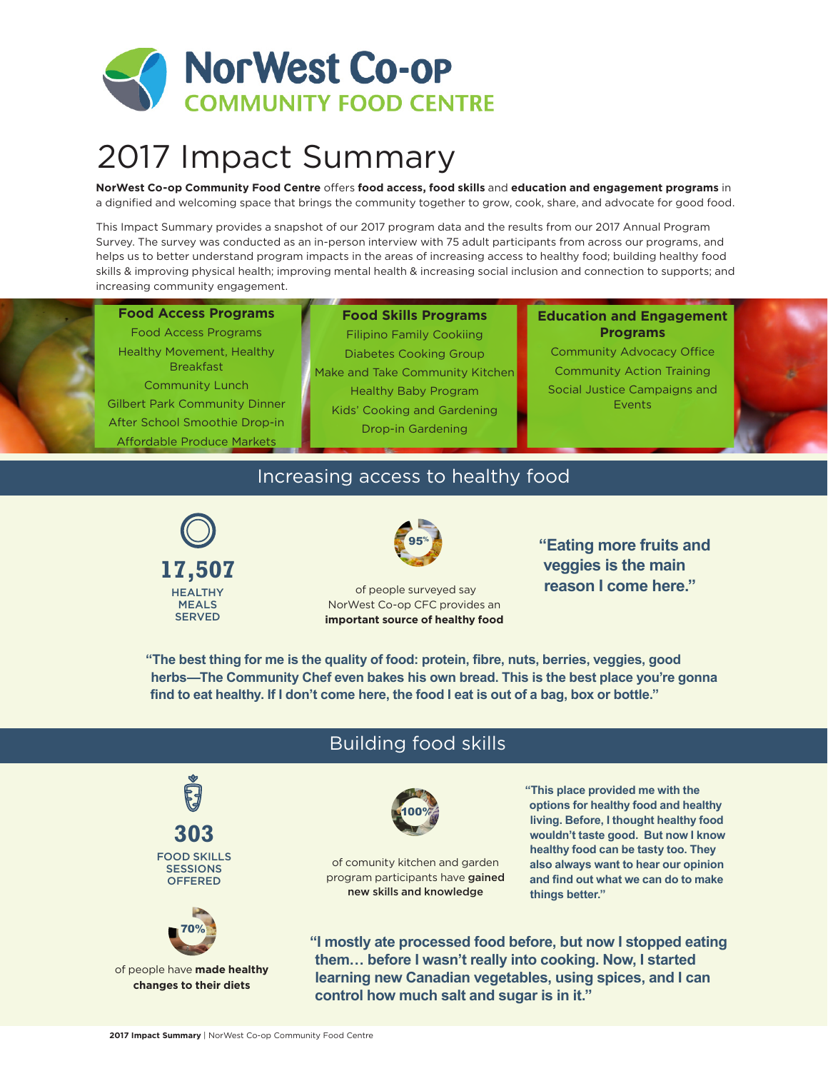# NorWest Co-op COMMUNITY FOOD CENTRE

# 2017 Impact Summary

**NorWest Co-op Community Food Centre** offers **food access, food skills** and **education and engagement programs** in a dignified and welcoming space that brings the community together to grow, cook, share, and advocate for good food.

This Impact Summary provides a snapshot of our 2017 program data and the results from our 2017 Annual Program Survey. The survey was conducted as an in-person interview with 75 adult participants from across our programs, and helps us to better understand program impacts in the areas of increasing access to healthy food; building healthy food skills & improving physical health; improving mental health & increasing social inclusion and connection to supports; and increasing community engagement.

### Food Access Programs

- Food Access Programs
- Healthy Movement, Healthy Breakfast
- Community Lunch
- Gilbert Park Community Dinner
- After School Smoothie Drop-in
- Affordable Produce Markets

### Food Skills Programs

- Filipino Family Cookiing
- Diabetes Cooking Group
- Make and Take Community Kitchen
- Healthy Baby Program
- Kids' Cooking and Gardening
- Drop-in Gardening

### Education and Engagement Programs

- Community Advocacy Office
- Community Action Training
- Social Justice Campaigns and Events

## Increasing access to healthy food

**17,507**
HEALTHY MEALS SERVED

**95%** of people surveyed say NorWest Co-op CFC provides an **important source of healthy food**

**"Eating more fruits and veggies is the main reason I come here."**

**"The best thing for me is the quality of food: protein, fibre, nuts, berries, veggies, good herbs—The Community Chef even bakes his own bread. This is the best place you're gonna find to eat healthy. If I don't come here, the food I eat is out of a bag, box or bottle."**

## Building food skills

**303**
FOOD SKILLS SESSIONS OFFERED

**100%** of comunity kitchen and garden program participants have **gained new skills and knowledge**

**"This place provided me with the options for healthy food and healthy living. Before, I thought healthy food wouldn't taste good. But now I know healthy food can be tasty too. They also always want to hear our opinion and find out what we can do to make things better."**

**70%** of people have **made healthy changes to their diets**

**"I mostly ate processed food before, but now I stopped eating them… before I wasn't really into cooking. Now, I started learning new Canadian vegetables, using spices, and I can control how much salt and sugar is in it."**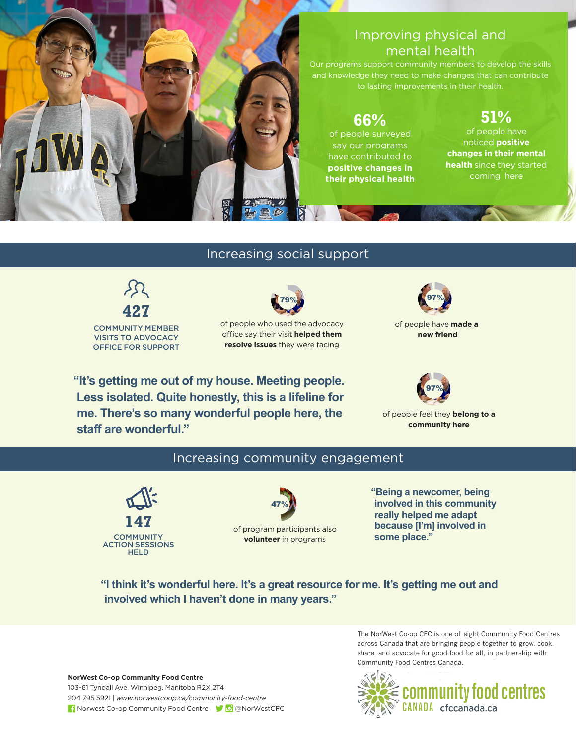## Improving physical and mental health

Our programs support community members to develop the skills and knowledge they need to make changes that can contribute to lasting improvements in their health.

**66%**
of people surveyed say our programs have contributed to **positive changes in their physical health**

**51%**
of people have noticed **positive changes in their mental health** since they started coming here

## Increasing social support

**427**
COMMUNITY MEMBER VISITS TO ADVOCACY OFFICE FOR SUPPORT

79%
of people who used the advocacy office say their visit **helped them resolve issues** they were facing

97%
of people have **made a new friend**

**"It's getting me out of my house. Meeting people. Less isolated. Quite honestly, this is a lifeline for me. There's so many wonderful people here, the staff are wonderful."**

97%
of people feel they **belong to a community here**

## Increasing community engagement

**147**
COMMUNITY ACTION SESSIONS HELD

47%
of program participants also **volunteer** in programs

**"Being a newcomer, being involved in this community really helped me adapt because [I'm] involved in some place."**

**"I think it's wonderful here. It's a great resource for me. It's getting me out and involved which I haven't done in many years."**

The NorWest Co-op CFC is one of eight Community Food Centres across Canada that are bringing people together to grow, cook, share, and advocate for good food for all, in partnership with Community Food Centres Canada.

**NorWest Co-op Community Food Centre**
103-61 Tyndall Ave, Winnipeg, Manitoba R2X 2T4
204 795 5921 | *www.norwestcoop.ca/community-food-centre*
Norwest Co-op Community Food Centre @NorWestCFC

community food centres CANADA cfccanada.ca